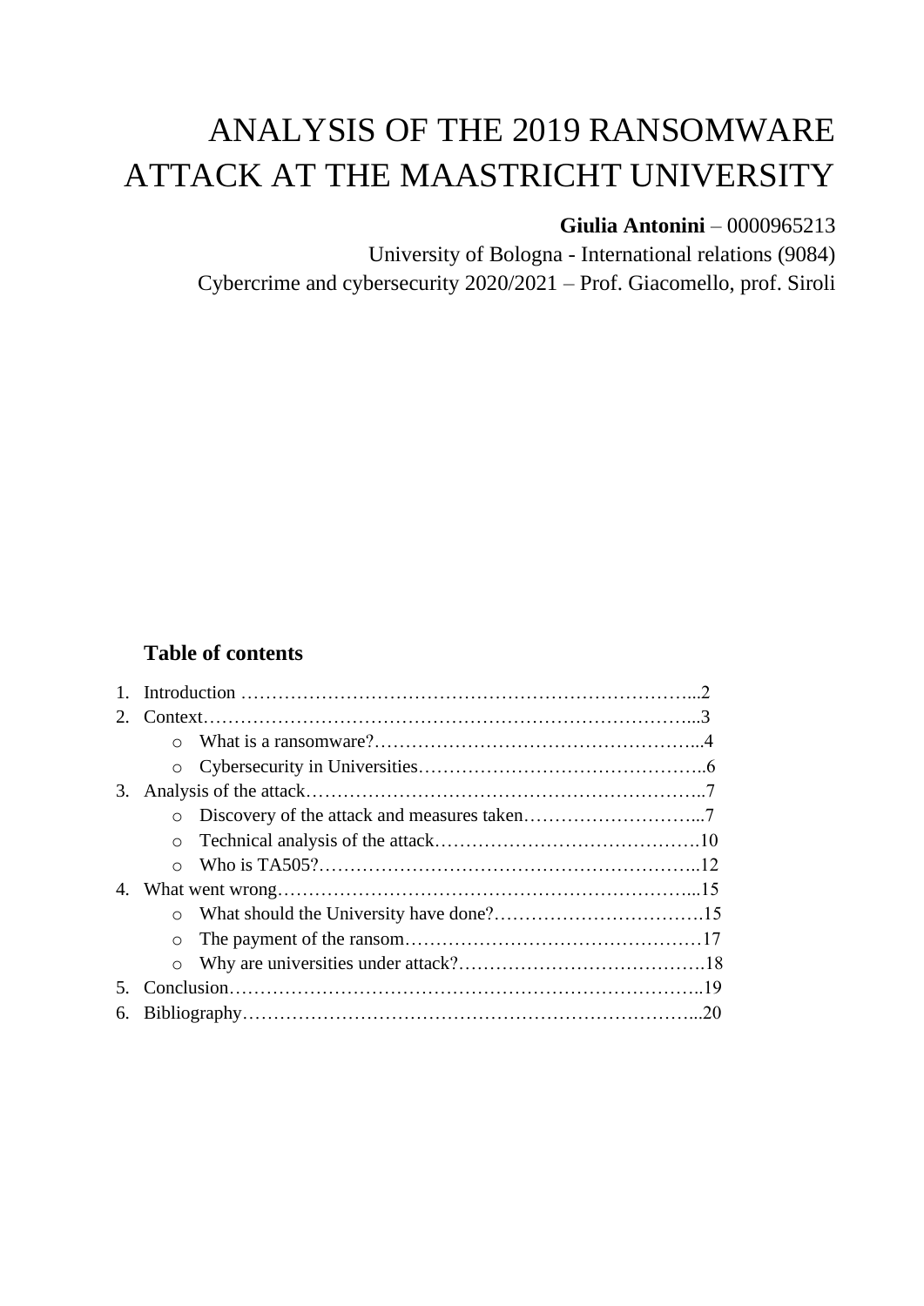# ANALYSIS OF THE 2019 RANSOMWARE ATTACK AT THE MAASTRICHT UNIVERSITY

**Giulia Antonini** – 0000965213

University of Bologna - International relations (9084)

Cybercrime and cybersecurity 2020/2021 – Prof. Giacomello, prof. Siroli

## Table of contents

1. Introduction ………………………………………………………………...2
2. Context……………………………………………………………………...3
   - What is a ransomware?……………………………………………...4
   - Cybersecurity in Universities………………………………………..6
3. Analysis of the attack………………………………………………………..7
   - Discovery of the attack and measures taken………………………...7
   - Technical analysis of the attack…………………………………….10
   - Who is TA505?……………………………………………………..12
4. What went wrong…………………………………………………………...15
   - What should the University have done?…………………………….15
   - The payment of the ransom…………………………………………17
   - Why are universities under attack?………………………………….18
5. Conclusion…………………………………………………………………..19
6. Bibliography………………………………………………………………...20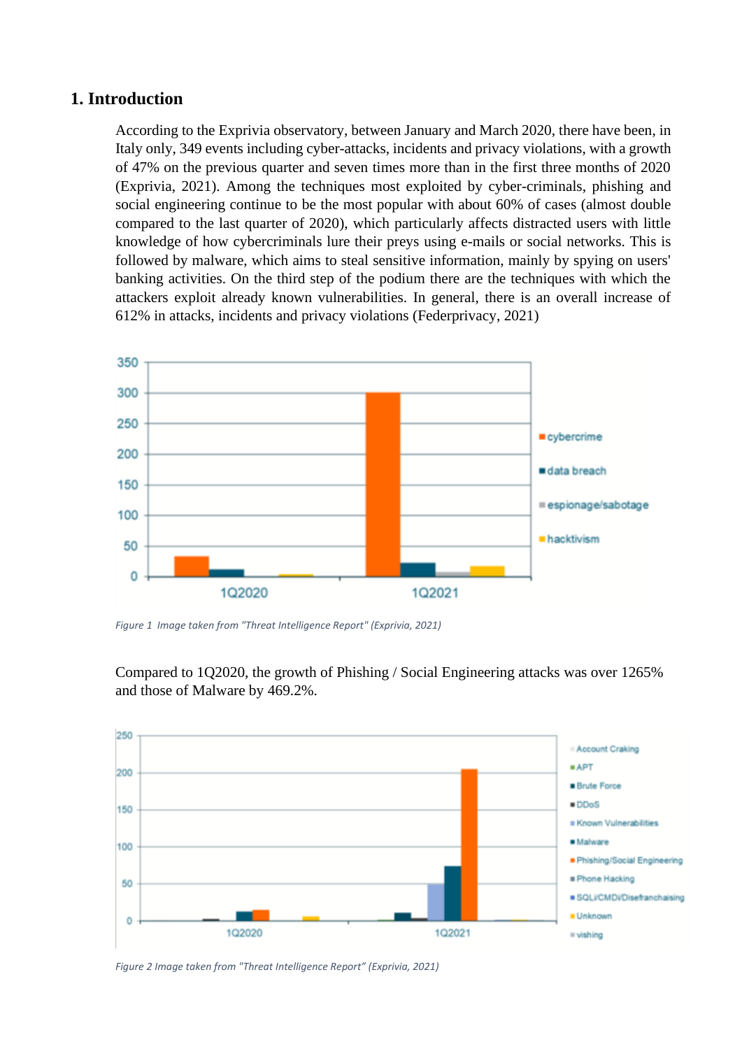## 1. Introduction

According to the Exprivia observatory, between January and March 2020, there have been, in Italy only, 349 events including cyber-attacks, incidents and privacy violations, with a growth of 47% on the previous quarter and seven times more than in the first three months of 2020 (Exprivia, 2021). Among the techniques most exploited by cyber-criminals, phishing and social engineering continue to be the most popular with about 60% of cases (almost double compared to the last quarter of 2020), which particularly affects distracted users with little knowledge of how cybercriminals lure their preys using e-mails or social networks. This is followed by malware, which aims to steal sensitive information, mainly by spying on users' banking activities. On the third step of the podium there are the techniques with which the attackers exploit already known vulnerabilities. In general, there is an overall increase of 612% in attacks, incidents and privacy violations (Federprivacy, 2021)

*Figure 1 Image taken from "Threat Intelligence Report" (Exprivia, 2021)*

Compared to 1Q2020, the growth of Phishing / Social Engineering attacks was over 1265% and those of Malware by 469.2%.

*Figure 2 Image taken from "Threat Intelligence Report" (Exprivia, 2021)*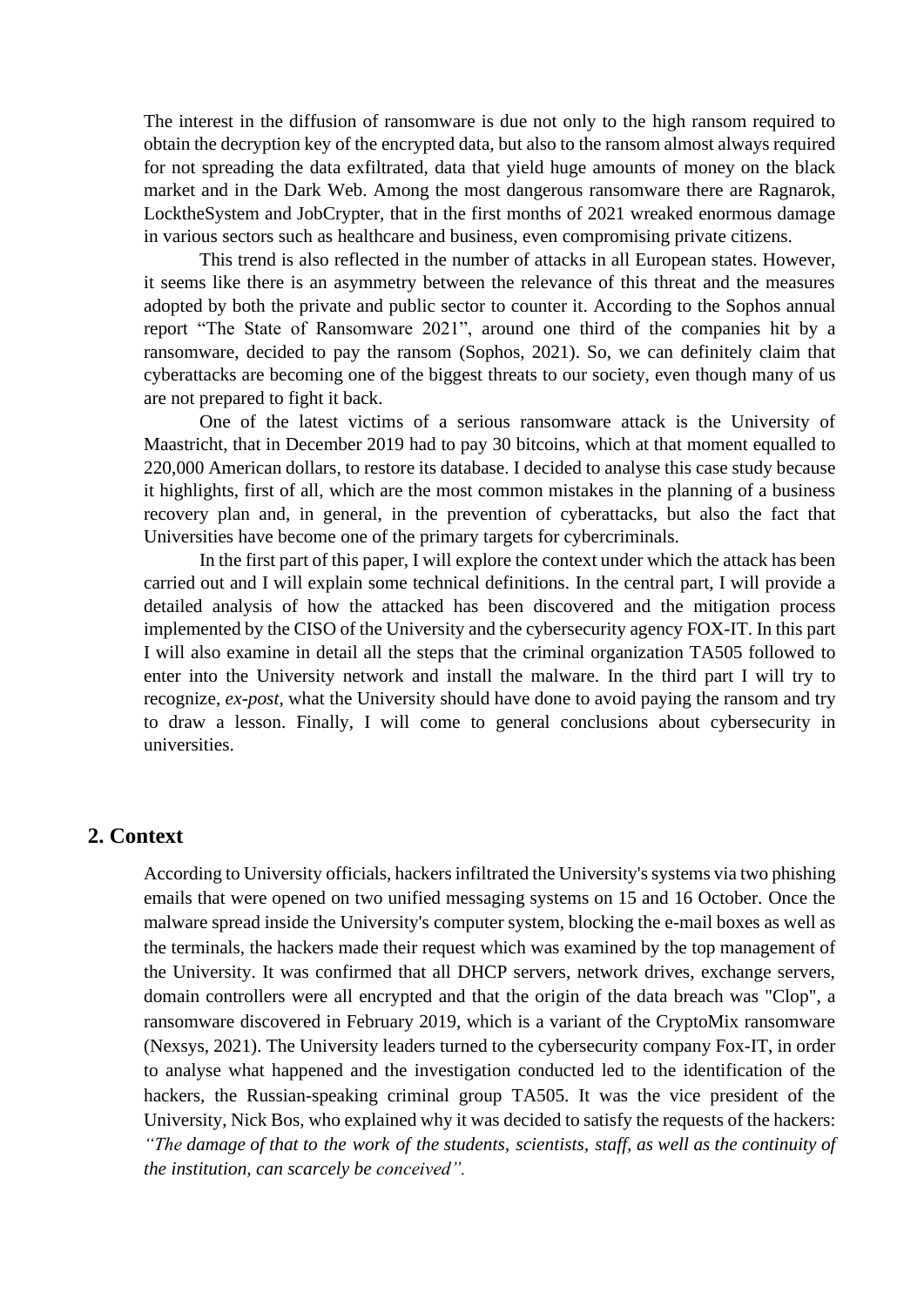The interest in the diffusion of ransomware is due not only to the high ransom required to obtain the decryption key of the encrypted data, but also to the ransom almost always required for not spreading the data exfiltrated, data that yield huge amounts of money on the black market and in the Dark Web. Among the most dangerous ransomware there are Ragnarok, LocktheSystem and JobCrypter, that in the first months of 2021 wreaked enormous damage in various sectors such as healthcare and business, even compromising private citizens.

This trend is also reflected in the number of attacks in all European states. However, it seems like there is an asymmetry between the relevance of this threat and the measures adopted by both the private and public sector to counter it. According to the Sophos annual report "The State of Ransomware 2021", around one third of the companies hit by a ransomware, decided to pay the ransom (Sophos, 2021). So, we can definitely claim that cyberattacks are becoming one of the biggest threats to our society, even though many of us are not prepared to fight it back.

One of the latest victims of a serious ransomware attack is the University of Maastricht, that in December 2019 had to pay 30 bitcoins, which at that moment equalled to 220,000 American dollars, to restore its database. I decided to analyse this case study because it highlights, first of all, which are the most common mistakes in the planning of a business recovery plan and, in general, in the prevention of cyberattacks, but also the fact that Universities have become one of the primary targets for cybercriminals.

In the first part of this paper, I will explore the context under which the attack has been carried out and I will explain some technical definitions. In the central part, I will provide a detailed analysis of how the attacked has been discovered and the mitigation process implemented by the CISO of the University and the cybersecurity agency FOX-IT. In this part I will also examine in detail all the steps that the criminal organization TA505 followed to enter into the University network and install the malware. In the third part I will try to recognize, *ex-post*, what the University should have done to avoid paying the ransom and try to draw a lesson. Finally, I will come to general conclusions about cybersecurity in universities.

## 2. Context

According to University officials, hackers infiltrated the University's systems via two phishing emails that were opened on two unified messaging systems on 15 and 16 October. Once the malware spread inside the University's computer system, blocking the e-mail boxes as well as the terminals, the hackers made their request which was examined by the top management of the University. It was confirmed that all DHCP servers, network drives, exchange servers, domain controllers were all encrypted and that the origin of the data breach was "Clop", a ransomware discovered in February 2019, which is a variant of the CryptoMix ransomware (Nexsys, 2021). The University leaders turned to the cybersecurity company Fox-IT, in order to analyse what happened and the investigation conducted led to the identification of the hackers, the Russian-speaking criminal group TA505. It was the vice president of the University, Nick Bos, who explained why it was decided to satisfy the requests of the hackers: *"The damage of that to the work of the students, scientists, staff, as well as the continuity of the institution, can scarcely be conceived".*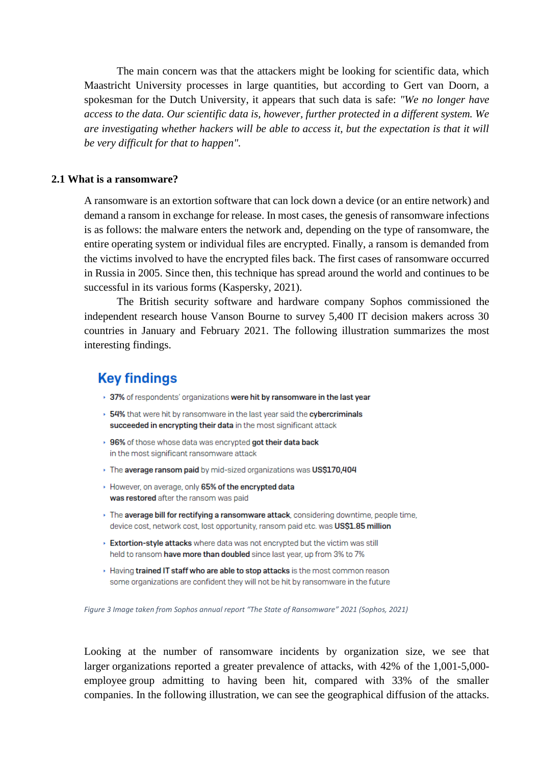The main concern was that the attackers might be looking for scientific data, which Maastricht University processes in large quantities, but according to Gert van Doorn, a spokesman for the Dutch University, it appears that such data is safe: *"We no longer have access to the data. Our scientific data is, however, further protected in a different system. We are investigating whether hackers will be able to access it, but the expectation is that it will be very difficult for that to happen".*

### 2.1 What is a ransomware?

A ransomware is an extortion software that can lock down a device (or an entire network) and demand a ransom in exchange for release. In most cases, the genesis of ransomware infections is as follows: the malware enters the network and, depending on the type of ransomware, the entire operating system or individual files are encrypted. Finally, a ransom is demanded from the victims involved to have the encrypted files back. The first cases of ransomware occurred in Russia in 2005. Since then, this technique has spread around the world and continues to be successful in its various forms (Kaspersky, 2021).

The British security software and hardware company Sophos commissioned the independent research house Vanson Bourne to survey 5,400 IT decision makers across 30 countries in January and February 2021. The following illustration summarizes the most interesting findings.

## Key findings

- **37%** of respondents' organizations **were hit by ransomware in the last year**
- **54%** that were hit by ransomware in the last year said the **cybercriminals succeeded in encrypting their data** in the most significant attack
- **96%** of those whose data was encrypted **got their data back** in the most significant ransomware attack
- The **average ransom paid** by mid-sized organizations was **US$170,404**
- However, on average, only **65% of the encrypted data was restored** after the ransom was paid
- The **average bill for rectifying a ransomware attack**, considering downtime, people time, device cost, network cost, lost opportunity, ransom paid etc. was **US$1.85 million**
- **Extortion-style attacks** where data was not encrypted but the victim was still held to ransom **have more than doubled** since last year, up from 3% to 7%
- Having **trained IT staff who are able to stop attacks** is the most common reason some organizations are confident they will not be hit by ransomware in the future

*Figure 3 Image taken from Sophos annual report "The State of Ransomware" 2021 (Sophos, 2021)*

Looking at the number of ransomware incidents by organization size, we see that larger organizations reported a greater prevalence of attacks, with 42% of the 1,001-5,000-employee group admitting to having been hit, compared with 33% of the smaller companies. In the following illustration, we can see the geographical diffusion of the attacks.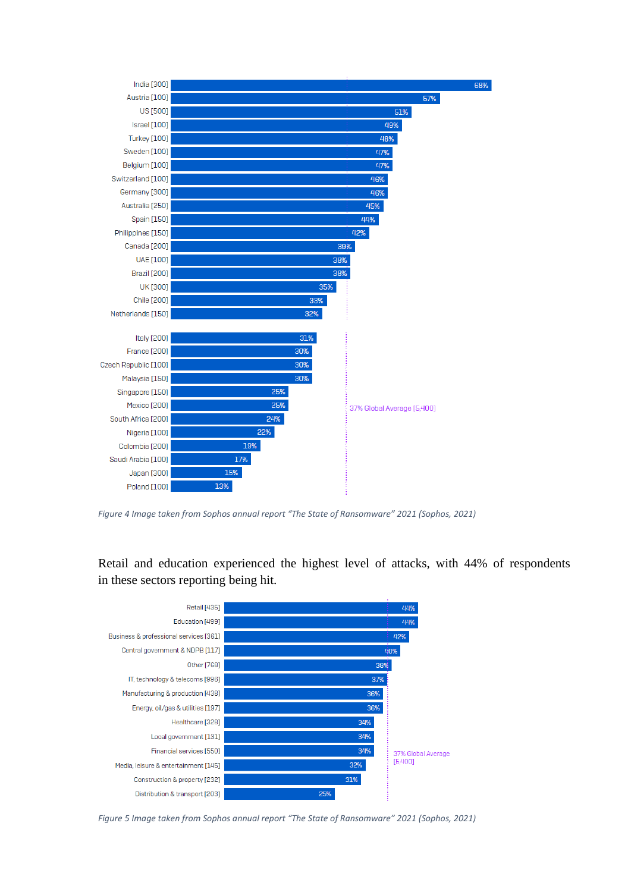| Country [respondents] | % |
|---|---|
| India [300] | 68% |
| Austria [100] | 57% |
| US [500] | 51% |
| Israel [100] | 49% |
| Turkey [100] | 48% |
| Sweden [100] | 47% |
| Belgium [100] | 47% |
| Switzerland [100] | 46% |
| Germany [300] | 46% |
| Australia [250] | 45% |
| Spain [150] | 44% |
| Philippines [150] | 42% |
| Canada [200] | 39% |
| UAE [100] | 38% |
| Brazil [200] | 38% |
| UK [300] | 35% |
| Chile [200] | 33% |
| Netherlands [150] | 32% |
| Italy [200] | 31% |
| France [200] | 30% |
| Czech Republic [100] | 30% |
| Malaysia [150] | 30% |
| Singapore [150] | 25% |
| Mexico [200] | 25% |
| South Africa [200] | 24% |
| Nigeria [100] | 22% |
| Colombia [200] | 19% |
| Saudi Arabia [100] | 17% |
| Japan [300] | 15% |
| Poland [100] | 13% |

37% Global Average [5,400]

*Figure 4 Image taken from Sophos annual report "The State of Ransomware" 2021 (Sophos, 2021)*

Retail and education experienced the highest level of attacks, with 44% of respondents in these sectors reporting being hit.

| Sector [respondents] | % |
|---|---|
| Retail [435] | 44% |
| Education [499] | 44% |
| Business & professional services [381] | 42% |
| Central government & NDPB [117] | 40% |
| Other [769] | 38% |
| IT, technology & telecoms [996] | 37% |
| Manufacturing & production [438] | 36% |
| Energy, oil/gas & utilities [197] | 36% |
| Healthcare [328] | 34% |
| Local government [131] | 34% |
| Financial services [550] | 34% |
| Media, leisure & entertainment [145] | 32% |
| Construction & property [232] | 31% |
| Distribution & transport [203] | 25% |

37% Global Average [5,400]

*Figure 5 Image taken from Sophos annual report "The State of Ransomware" 2021 (Sophos, 2021)*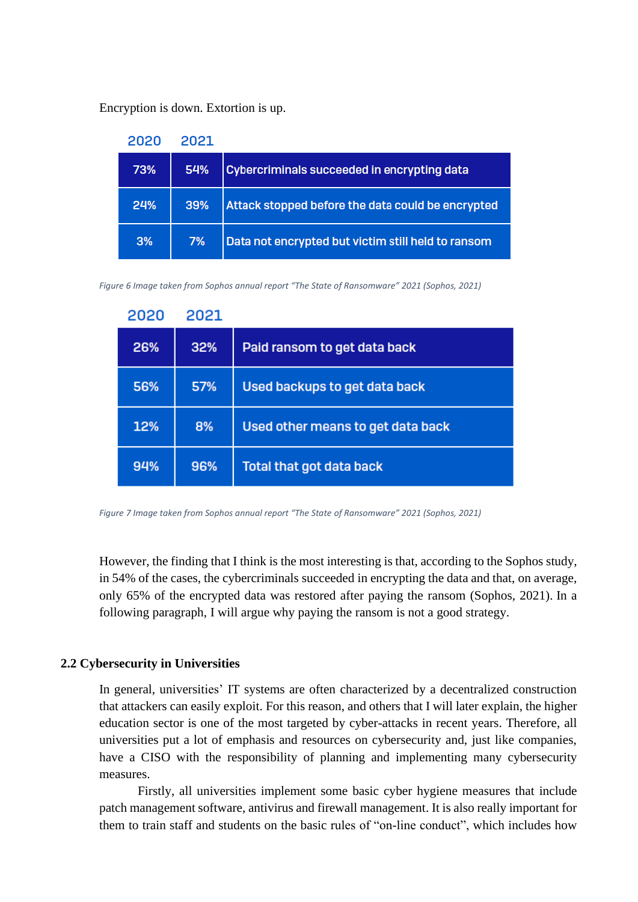Encryption is down. Extortion is up.

| 2020 | 2021 | |
|---|---|---|
| 73% | 54% | Cybercriminals succeeded in encrypting data |
| 24% | 39% | Attack stopped before the data could be encrypted |
| 3% | 7% | Data not encrypted but victim still held to ransom |

*Figure 6 Image taken from Sophos annual report "The State of Ransomware" 2021 (Sophos, 2021)*

| 2020 | 2021 | |
|---|---|---|
| 26% | 32% | Paid ransom to get data back |
| 56% | 57% | Used backups to get data back |
| 12% | 8% | Used other means to get data back |
| 94% | 96% | Total that got data back |

*Figure 7 Image taken from Sophos annual report "The State of Ransomware" 2021 (Sophos, 2021)*

However, the finding that I think is the most interesting is that, according to the Sophos study, in 54% of the cases, the cybercriminals succeeded in encrypting the data and that, on average, only 65% of the encrypted data was restored after paying the ransom (Sophos, 2021). In a following paragraph, I will argue why paying the ransom is not a good strategy.

### 2.2 Cybersecurity in Universities

In general, universities' IT systems are often characterized by a decentralized construction that attackers can easily exploit. For this reason, and others that I will later explain, the higher education sector is one of the most targeted by cyber-attacks in recent years. Therefore, all universities put a lot of emphasis and resources on cybersecurity and, just like companies, have a CISO with the responsibility of planning and implementing many cybersecurity measures.

Firstly, all universities implement some basic cyber hygiene measures that include patch management software, antivirus and firewall management. It is also really important for them to train staff and students on the basic rules of "on-line conduct", which includes how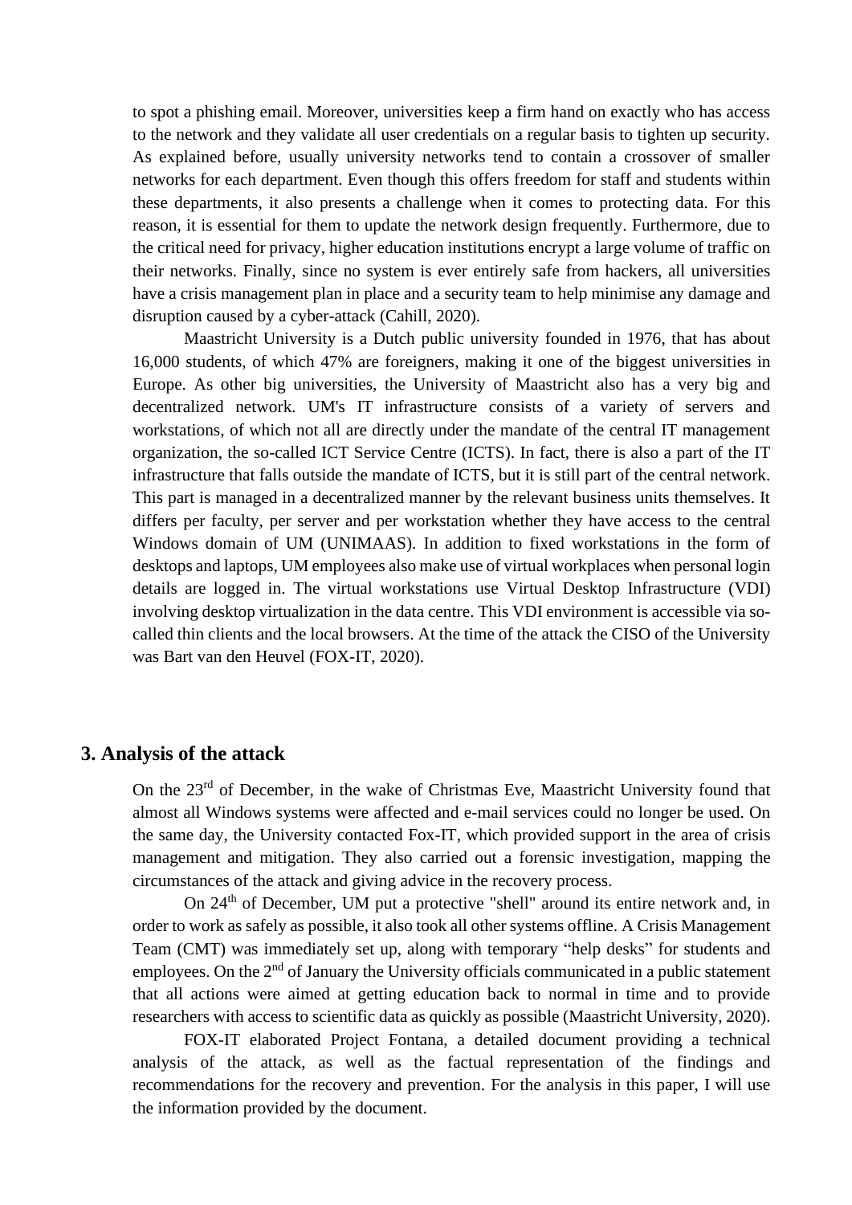to spot a phishing email. Moreover, universities keep a firm hand on exactly who has access to the network and they validate all user credentials on a regular basis to tighten up security. As explained before, usually university networks tend to contain a crossover of smaller networks for each department. Even though this offers freedom for staff and students within these departments, it also presents a challenge when it comes to protecting data. For this reason, it is essential for them to update the network design frequently. Furthermore, due to the critical need for privacy, higher education institutions encrypt a large volume of traffic on their networks. Finally, since no system is ever entirely safe from hackers, all universities have a crisis management plan in place and a security team to help minimise any damage and disruption caused by a cyber-attack (Cahill, 2020).

Maastricht University is a Dutch public university founded in 1976, that has about 16,000 students, of which 47% are foreigners, making it one of the biggest universities in Europe. As other big universities, the University of Maastricht also has a very big and decentralized network. UM's IT infrastructure consists of a variety of servers and workstations, of which not all are directly under the mandate of the central IT management organization, the so-called ICT Service Centre (ICTS). In fact, there is also a part of the IT infrastructure that falls outside the mandate of ICTS, but it is still part of the central network. This part is managed in a decentralized manner by the relevant business units themselves. It differs per faculty, per server and per workstation whether they have access to the central Windows domain of UM (UNIMAAS). In addition to fixed workstations in the form of desktops and laptops, UM employees also make use of virtual workplaces when personal login details are logged in. The virtual workstations use Virtual Desktop Infrastructure (VDI) involving desktop virtualization in the data centre. This VDI environment is accessible via so-called thin clients and the local browsers. At the time of the attack the CISO of the University was Bart van den Heuvel (FOX-IT, 2020).

## 3. Analysis of the attack

On the 23rd of December, in the wake of Christmas Eve, Maastricht University found that almost all Windows systems were affected and e-mail services could no longer be used. On the same day, the University contacted Fox-IT, which provided support in the area of crisis management and mitigation. They also carried out a forensic investigation, mapping the circumstances of the attack and giving advice in the recovery process.

On 24th of December, UM put a protective "shell" around its entire network and, in order to work as safely as possible, it also took all other systems offline. A Crisis Management Team (CMT) was immediately set up, along with temporary "help desks" for students and employees. On the 2nd of January the University officials communicated in a public statement that all actions were aimed at getting education back to normal in time and to provide researchers with access to scientific data as quickly as possible (Maastricht University, 2020).

FOX-IT elaborated Project Fontana, a detailed document providing a technical analysis of the attack, as well as the factual representation of the findings and recommendations for the recovery and prevention. For the analysis in this paper, I will use the information provided by the document.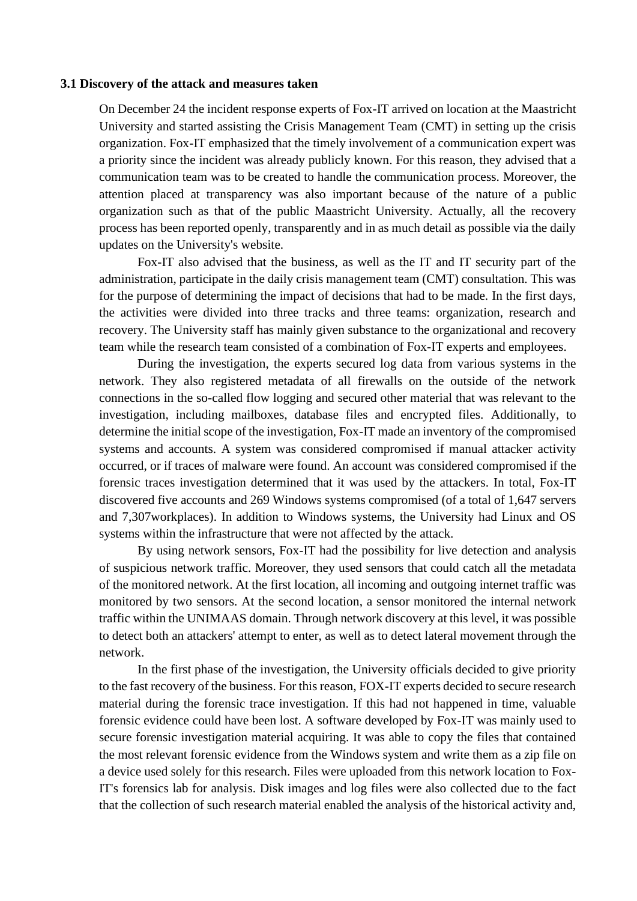### 3.1 Discovery of the attack and measures taken

On December 24 the incident response experts of Fox-IT arrived on location at the Maastricht University and started assisting the Crisis Management Team (CMT) in setting up the crisis organization. Fox-IT emphasized that the timely involvement of a communication expert was a priority since the incident was already publicly known. For this reason, they advised that a communication team was to be created to handle the communication process. Moreover, the attention placed at transparency was also important because of the nature of a public organization such as that of the public Maastricht University. Actually, all the recovery process has been reported openly, transparently and in as much detail as possible via the daily updates on the University's website.

Fox-IT also advised that the business, as well as the IT and IT security part of the administration, participate in the daily crisis management team (CMT) consultation. This was for the purpose of determining the impact of decisions that had to be made. In the first days, the activities were divided into three tracks and three teams: organization, research and recovery. The University staff has mainly given substance to the organizational and recovery team while the research team consisted of a combination of Fox-IT experts and employees.

During the investigation, the experts secured log data from various systems in the network. They also registered metadata of all firewalls on the outside of the network connections in the so-called flow logging and secured other material that was relevant to the investigation, including mailboxes, database files and encrypted files. Additionally, to determine the initial scope of the investigation, Fox-IT made an inventory of the compromised systems and accounts. A system was considered compromised if manual attacker activity occurred, or if traces of malware were found. An account was considered compromised if the forensic traces investigation determined that it was used by the attackers. In total, Fox-IT discovered five accounts and 269 Windows systems compromised (of a total of 1,647 servers and 7,307workplaces). In addition to Windows systems, the University had Linux and OS systems within the infrastructure that were not affected by the attack.

By using network sensors, Fox-IT had the possibility for live detection and analysis of suspicious network traffic. Moreover, they used sensors that could catch all the metadata of the monitored network. At the first location, all incoming and outgoing internet traffic was monitored by two sensors. At the second location, a sensor monitored the internal network traffic within the UNIMAAS domain. Through network discovery at this level, it was possible to detect both an attackers' attempt to enter, as well as to detect lateral movement through the network.

In the first phase of the investigation, the University officials decided to give priority to the fast recovery of the business. For this reason, FOX-IT experts decided to secure research material during the forensic trace investigation. If this had not happened in time, valuable forensic evidence could have been lost. A software developed by Fox-IT was mainly used to secure forensic investigation material acquiring. It was able to copy the files that contained the most relevant forensic evidence from the Windows system and write them as a zip file on a device used solely for this research. Files were uploaded from this network location to Fox-IT's forensics lab for analysis. Disk images and log files were also collected due to the fact that the collection of such research material enabled the analysis of the historical activity and,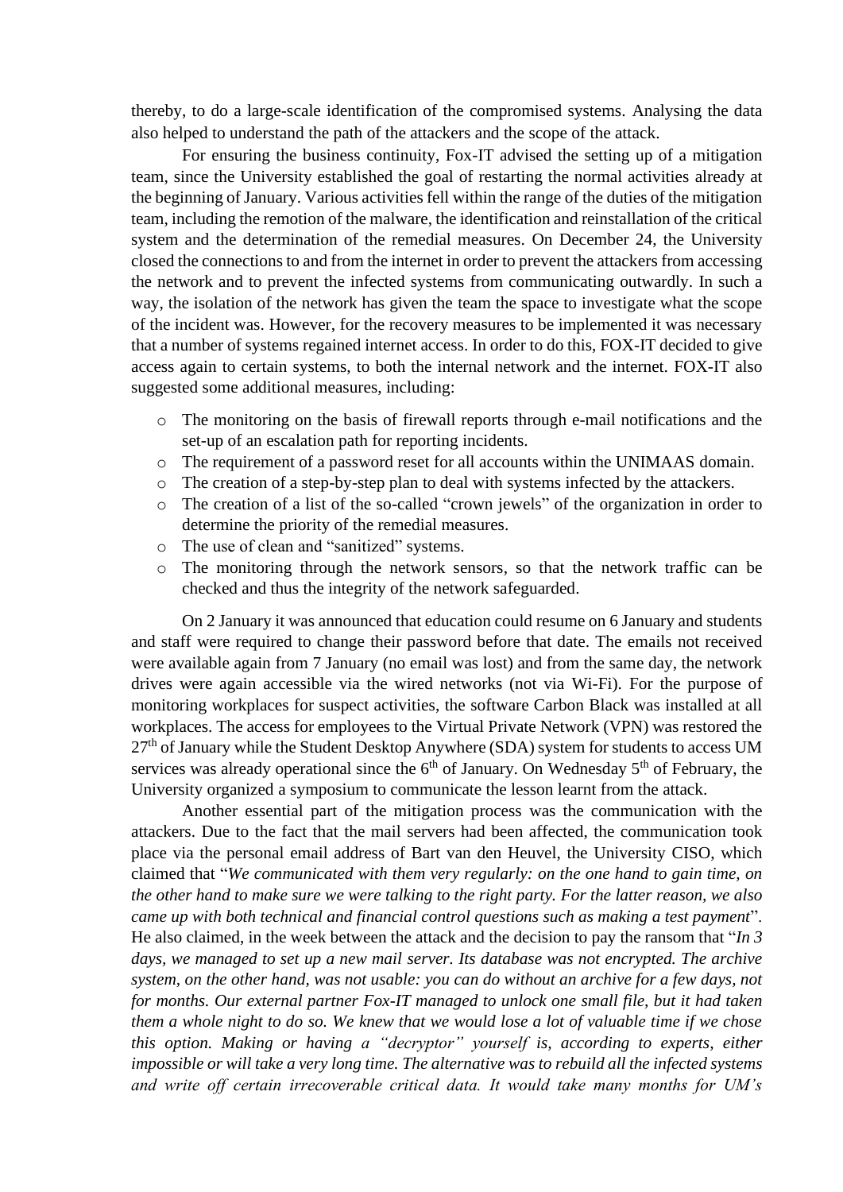thereby, to do a large-scale identification of the compromised systems. Analysing the data also helped to understand the path of the attackers and the scope of the attack.

For ensuring the business continuity, Fox-IT advised the setting up of a mitigation team, since the University established the goal of restarting the normal activities already at the beginning of January. Various activities fell within the range of the duties of the mitigation team, including the remotion of the malware, the identification and reinstallation of the critical system and the determination of the remedial measures. On December 24, the University closed the connections to and from the internet in order to prevent the attackers from accessing the network and to prevent the infected systems from communicating outwardly. In such a way, the isolation of the network has given the team the space to investigate what the scope of the incident was. However, for the recovery measures to be implemented it was necessary that a number of systems regained internet access. In order to do this, FOX-IT decided to give access again to certain systems, to both the internal network and the internet. FOX-IT also suggested some additional measures, including:

- The monitoring on the basis of firewall reports through e-mail notifications and the set-up of an escalation path for reporting incidents.
- The requirement of a password reset for all accounts within the UNIMAAS domain.
- The creation of a step-by-step plan to deal with systems infected by the attackers.
- The creation of a list of the so-called "crown jewels" of the organization in order to determine the priority of the remedial measures.
- The use of clean and "sanitized" systems.
- The monitoring through the network sensors, so that the network traffic can be checked and thus the integrity of the network safeguarded.

On 2 January it was announced that education could resume on 6 January and students and staff were required to change their password before that date. The emails not received were available again from 7 January (no email was lost) and from the same day, the network drives were again accessible via the wired networks (not via Wi-Fi). For the purpose of monitoring workplaces for suspect activities, the software Carbon Black was installed at all workplaces. The access for employees to the Virtual Private Network (VPN) was restored the 27th of January while the Student Desktop Anywhere (SDA) system for students to access UM services was already operational since the 6th of January. On Wednesday 5th of February, the University organized a symposium to communicate the lesson learnt from the attack.

Another essential part of the mitigation process was the communication with the attackers. Due to the fact that the mail servers had been affected, the communication took place via the personal email address of Bart van den Heuvel, the University CISO, which claimed that "*We communicated with them very regularly: on the one hand to gain time, on the other hand to make sure we were talking to the right party. For the latter reason, we also came up with both technical and financial control questions such as making a test payment*". He also claimed, in the week between the attack and the decision to pay the ransom that "*In 3 days, we managed to set up a new mail server. Its database was not encrypted. The archive system, on the other hand, was not usable: you can do without an archive for a few days, not for months. Our external partner Fox-IT managed to unlock one small file, but it had taken them a whole night to do so. We knew that we would lose a lot of valuable time if we chose this option. Making or having a "decryptor" yourself is, according to experts, either impossible or will take a very long time. The alternative was to rebuild all the infected systems and write off certain irrecoverable critical data. It would take many months for UM's*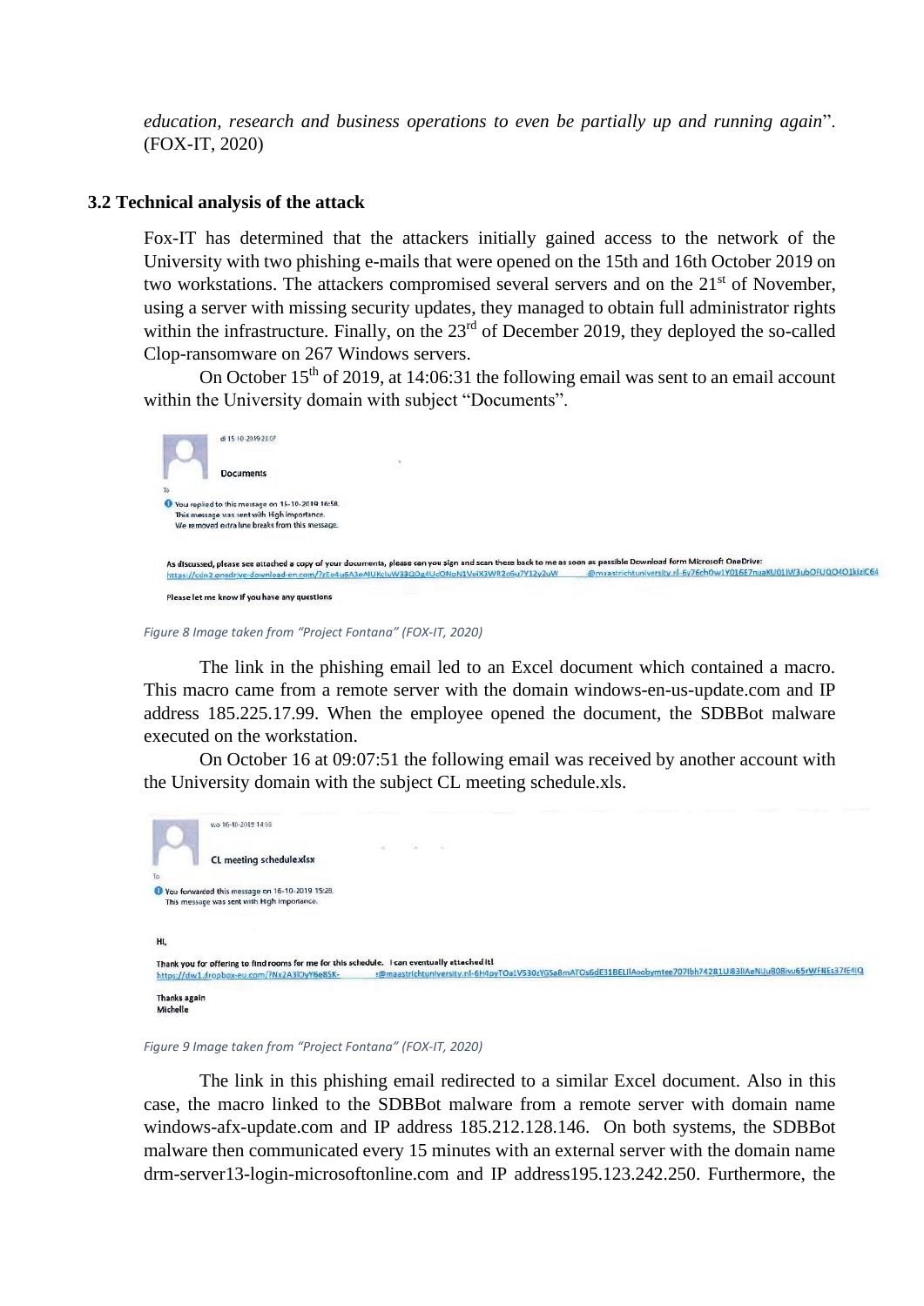*education, research and business operations to even be partially up and running again*". (FOX-IT, 2020)

### 3.2 Technical analysis of the attack

Fox-IT has determined that the attackers initially gained access to the network of the University with two phishing e-mails that were opened on the 15th and 16th October 2019 on two workstations. The attackers compromised several servers and on the 21st of November, using a server with missing security updates, they managed to obtain full administrator rights within the infrastructure. Finally, on the 23rd of December 2019, they deployed the so-called Clop-ransomware on 267 Windows servers.

On October 15th of 2019, at 14:06:31 the following email was sent to an email account within the University domain with subject "Documents".

*Figure 8 Image taken from "Project Fontana" (FOX-IT, 2020)*

The link in the phishing email led to an Excel document which contained a macro. This macro came from a remote server with the domain windows-en-us-update.com and IP address 185.225.17.99. When the employee opened the document, the SDBBot malware executed on the workstation.

On October 16 at 09:07:51 the following email was received by another account with the University domain with the subject CL meeting schedule.xls.

*Figure 9 Image taken from "Project Fontana" (FOX-IT, 2020)*

The link in this phishing email redirected to a similar Excel document. Also in this case, the macro linked to the SDBBot malware from a remote server with domain name windows-afx-update.com and IP address 185.212.128.146. On both systems, the SDBBot malware then communicated every 15 minutes with an external server with the domain name drm-server13-login-microsoftonline.com and IP address195.123.242.250. Furthermore, the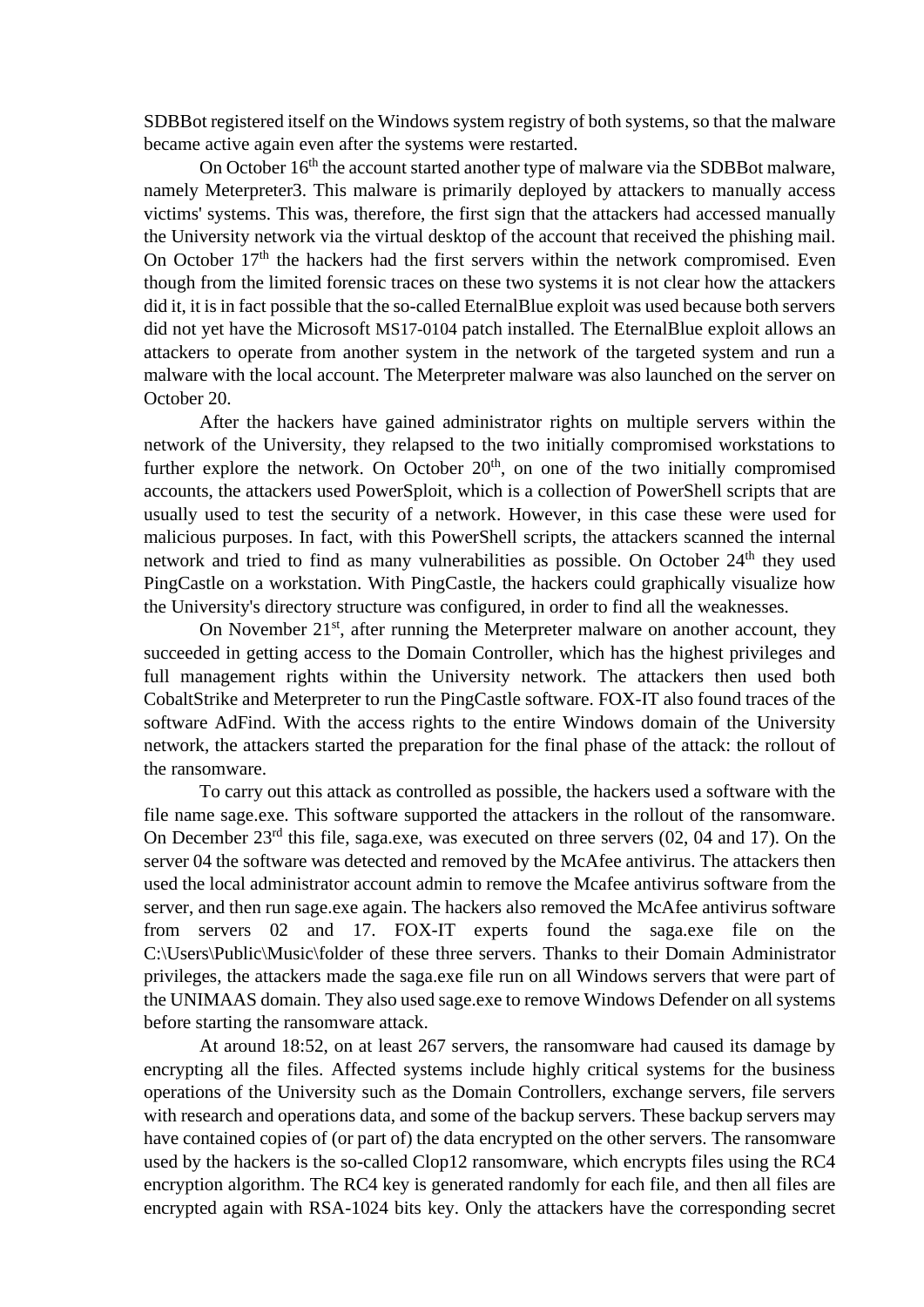SDBBot registered itself on the Windows system registry of both systems, so that the malware became active again even after the systems were restarted.

On October 16th the account started another type of malware via the SDBBot malware, namely Meterpreter3. This malware is primarily deployed by attackers to manually access victims' systems. This was, therefore, the first sign that the attackers had accessed manually the University network via the virtual desktop of the account that received the phishing mail. On October 17th the hackers had the first servers within the network compromised. Even though from the limited forensic traces on these two systems it is not clear how the attackers did it, it is in fact possible that the so-called EternalBlue exploit was used because both servers did not yet have the Microsoft MS17-0104 patch installed. The EternalBlue exploit allows an attackers to operate from another system in the network of the targeted system and run a malware with the local account. The Meterpreter malware was also launched on the server on October 20.

After the hackers have gained administrator rights on multiple servers within the network of the University, they relapsed to the two initially compromised workstations to further explore the network. On October 20th, on one of the two initially compromised accounts, the attackers used PowerSploit, which is a collection of PowerShell scripts that are usually used to test the security of a network. However, in this case these were used for malicious purposes. In fact, with this PowerShell scripts, the attackers scanned the internal network and tried to find as many vulnerabilities as possible. On October 24th they used PingCastle on a workstation. With PingCastle, the hackers could graphically visualize how the University's directory structure was configured, in order to find all the weaknesses.

On November 21st, after running the Meterpreter malware on another account, they succeeded in getting access to the Domain Controller, which has the highest privileges and full management rights within the University network. The attackers then used both CobaltStrike and Meterpreter to run the PingCastle software. FOX-IT also found traces of the software AdFind. With the access rights to the entire Windows domain of the University network, the attackers started the preparation for the final phase of the attack: the rollout of the ransomware.

To carry out this attack as controlled as possible, the hackers used a software with the file name sage.exe. This software supported the attackers in the rollout of the ransomware. On December 23rd this file, saga.exe, was executed on three servers (02, 04 and 17). On the server 04 the software was detected and removed by the McAfee antivirus. The attackers then used the local administrator account admin to remove the Mcafee antivirus software from the server, and then run sage.exe again. The hackers also removed the McAfee antivirus software from servers 02 and 17. FOX-IT experts found the saga.exe file on the C:\Users\Public\Music\folder of these three servers. Thanks to their Domain Administrator privileges, the attackers made the saga.exe file run on all Windows servers that were part of the UNIMAAS domain. They also used sage.exe to remove Windows Defender on all systems before starting the ransomware attack.

At around 18:52, on at least 267 servers, the ransomware had caused its damage by encrypting all the files. Affected systems include highly critical systems for the business operations of the University such as the Domain Controllers, exchange servers, file servers with research and operations data, and some of the backup servers. These backup servers may have contained copies of (or part of) the data encrypted on the other servers. The ransomware used by the hackers is the so-called Clop12 ransomware, which encrypts files using the RC4 encryption algorithm. The RC4 key is generated randomly for each file, and then all files are encrypted again with RSA-1024 bits key. Only the attackers have the corresponding secret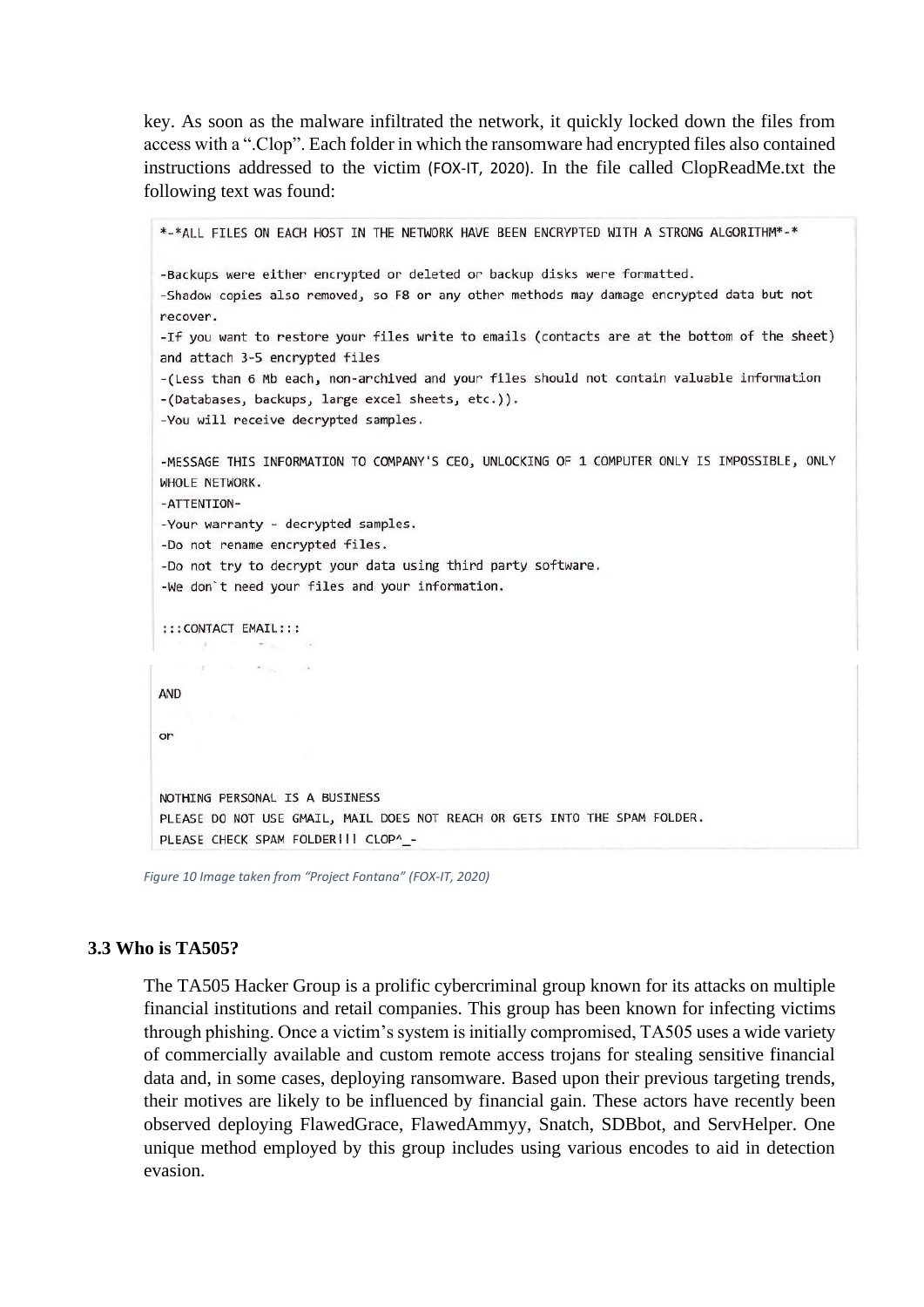key. As soon as the malware infiltrated the network, it quickly locked down the files from access with a ".Clop". Each folder in which the ransomware had encrypted files also contained instructions addressed to the victim (FOX-IT, 2020). In the file called ClopReadMe.txt the following text was found:

```
*-*ALL FILES ON EACH HOST IN THE NETWORK HAVE BEEN ENCRYPTED WITH A STRONG ALGORITHM*-*

-Backups were either encrypted or deleted or backup disks were formatted.
-Shadow copies also removed, so F8 or any other methods may damage encrypted data but not
recover.
-If you want to restore your files write to emails (contacts are at the bottom of the sheet)
and attach 3-5 encrypted files
-(Less than 6 Mb each, non-archived and your files should not contain valuable information
-(Databases, backups, large excel sheets, etc.)).
-You will receive decrypted samples.

-MESSAGE THIS INFORMATION TO COMPANY'S CEO, UNLOCKING OF 1 COMPUTER ONLY IS IMPOSSIBLE, ONLY
WHOLE NETWORK.
-ATTENTION-
-Your warranty - decrypted samples.
-Do not rename encrypted files.
-Do not try to decrypt your data using third party software.
-We don`t need your files and your information.

:::CONTACT EMAIL:::

AND

or

NOTHING PERSONAL IS A BUSINESS
PLEASE DO NOT USE GMAIL, MAIL DOES NOT REACH OR GETS INTO THE SPAM FOLDER.
PLEASE CHECK SPAM FOLDER!!! CLOP^_-
```

*Figure 10 Image taken from "Project Fontana" (FOX-IT, 2020)*

### 3.3 Who is TA505?

The TA505 Hacker Group is a prolific cybercriminal group known for its attacks on multiple financial institutions and retail companies. This group has been known for infecting victims through phishing. Once a victim's system is initially compromised, TA505 uses a wide variety of commercially available and custom remote access trojans for stealing sensitive financial data and, in some cases, deploying ransomware. Based upon their previous targeting trends, their motives are likely to be influenced by financial gain. These actors have recently been observed deploying FlawedGrace, FlawedAmmyy, Snatch, SDBbot, and ServHelper. One unique method employed by this group includes using various encodes to aid in detection evasion.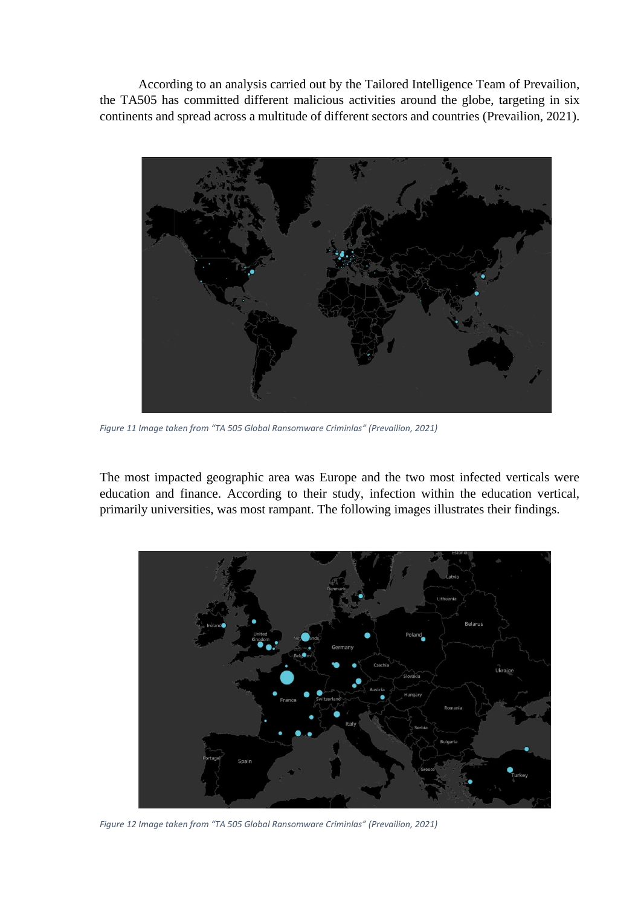According to an analysis carried out by the Tailored Intelligence Team of Prevailion, the TA505 has committed different malicious activities around the globe, targeting in six continents and spread across a multitude of different sectors and countries (Prevailion, 2021).

*Figure 11 Image taken from "TA 505 Global Ransomware Criminlas" (Prevailion, 2021)*

The most impacted geographic area was Europe and the two most infected verticals were education and finance. According to their study, infection within the education vertical, primarily universities, was most rampant. The following images illustrates their findings.

*Figure 12 Image taken from "TA 505 Global Ransomware Criminlas" (Prevailion, 2021)*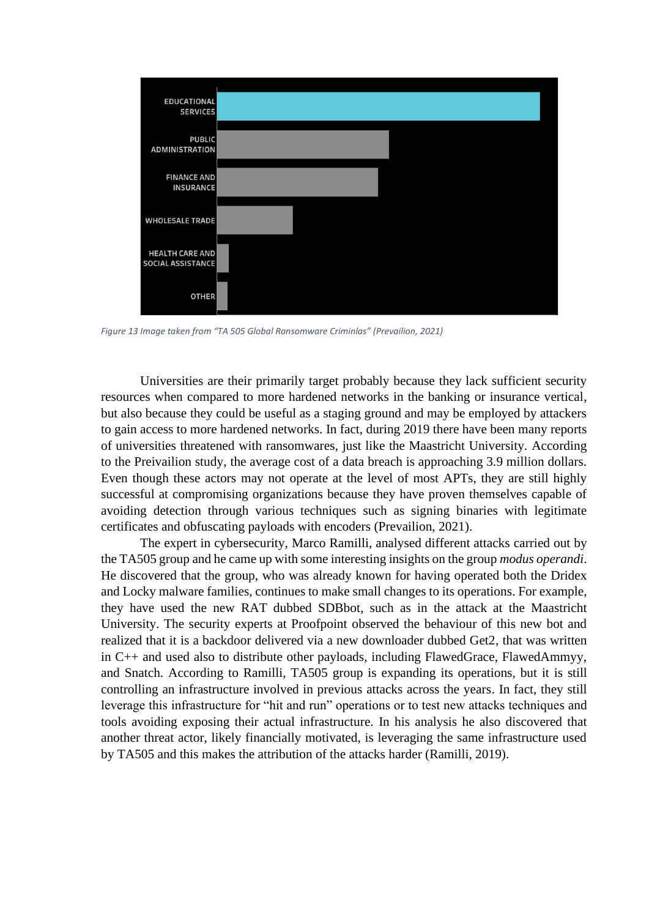Figure 13 Image taken from "TA 505 Global Ransomware Criminlas" (Prevailion, 2021)

Universities are their primarily target probably because they lack sufficient security resources when compared to more hardened networks in the banking or insurance vertical, but also because they could be useful as a staging ground and may be employed by attackers to gain access to more hardened networks. In fact, during 2019 there have been many reports of universities threatened with ransomwares, just like the Maastricht University. According to the Preivailion study, the average cost of a data breach is approaching 3.9 million dollars. Even though these actors may not operate at the level of most APTs, they are still highly successful at compromising organizations because they have proven themselves capable of avoiding detection through various techniques such as signing binaries with legitimate certificates and obfuscating payloads with encoders (Prevailion, 2021).

The expert in cybersecurity, Marco Ramilli, analysed different attacks carried out by the TA505 group and he came up with some interesting insights on the group *modus operandi*. He discovered that the group, who was already known for having operated both the Dridex and Locky malware families, continues to make small changes to its operations. For example, they have used the new RAT dubbed SDBbot, such as in the attack at the Maastricht University. The security experts at Proofpoint observed the behaviour of this new bot and realized that it is a backdoor delivered via a new downloader dubbed Get2, that was written in C++ and used also to distribute other payloads, including FlawedGrace, FlawedAmmyy, and Snatch. According to Ramilli, TA505 group is expanding its operations, but it is still controlling an infrastructure involved in previous attacks across the years. In fact, they still leverage this infrastructure for "hit and run" operations or to test new attacks techniques and tools avoiding exposing their actual infrastructure. In his analysis he also discovered that another threat actor, likely financially motivated, is leveraging the same infrastructure used by TA505 and this makes the attribution of the attacks harder (Ramilli, 2019).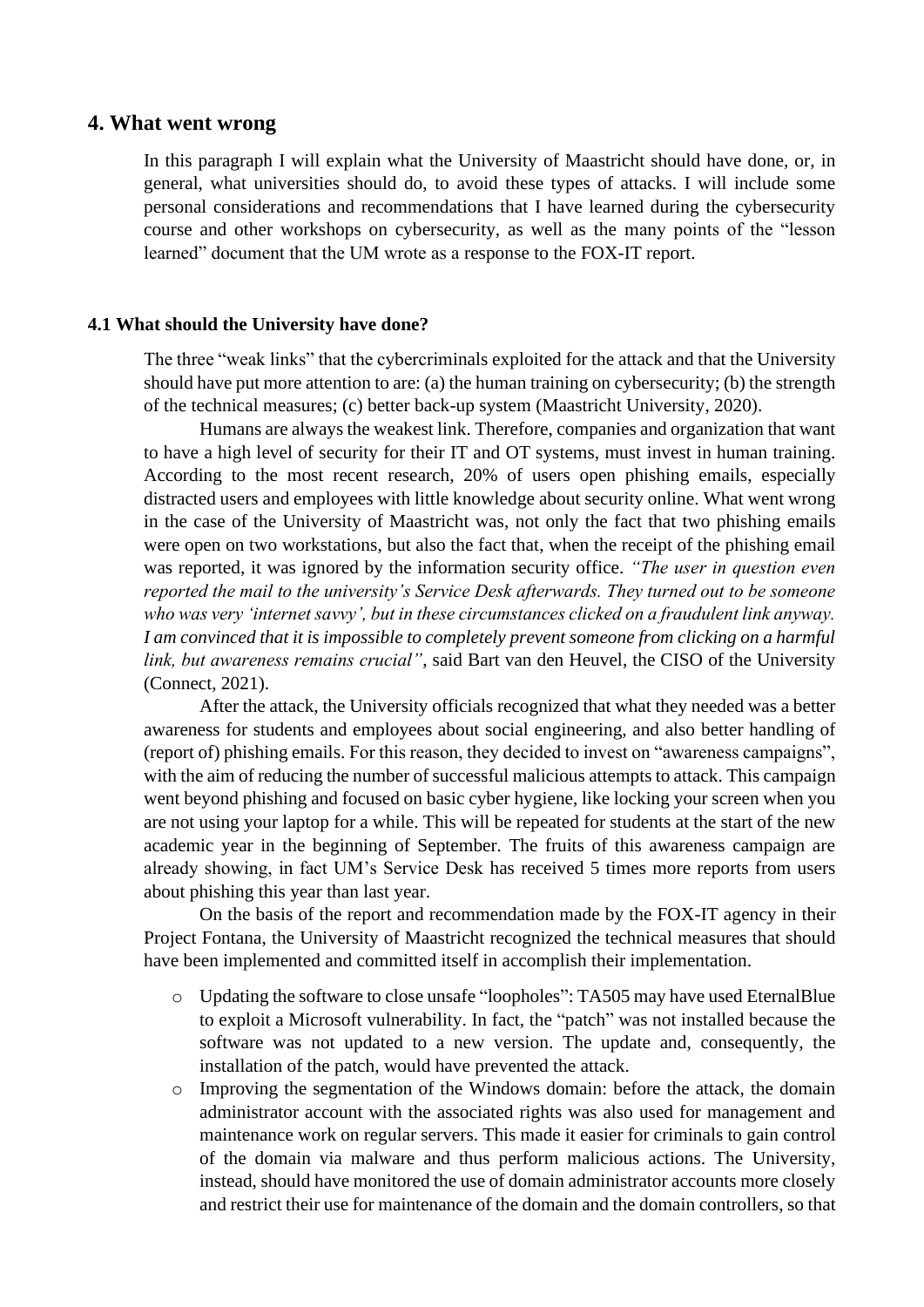## 4. What went wrong

In this paragraph I will explain what the University of Maastricht should have done, or, in general, what universities should do, to avoid these types of attacks. I will include some personal considerations and recommendations that I have learned during the cybersecurity course and other workshops on cybersecurity, as well as the many points of the "lesson learned" document that the UM wrote as a response to the FOX-IT report.

### 4.1 What should the University have done?

The three "weak links" that the cybercriminals exploited for the attack and that the University should have put more attention to are: (a) the human training on cybersecurity; (b) the strength of the technical measures; (c) better back-up system (Maastricht University, 2020).

Humans are always the weakest link. Therefore, companies and organization that want to have a high level of security for their IT and OT systems, must invest in human training. According to the most recent research, 20% of users open phishing emails, especially distracted users and employees with little knowledge about security online. What went wrong in the case of the University of Maastricht was, not only the fact that two phishing emails were open on two workstations, but also the fact that, when the receipt of the phishing email was reported, it was ignored by the information security office. *"The user in question even reported the mail to the university's Service Desk afterwards. They turned out to be someone who was very 'internet savvy', but in these circumstances clicked on a fraudulent link anyway. I am convinced that it is impossible to completely prevent someone from clicking on a harmful link, but awareness remains crucial"*, said Bart van den Heuvel, the CISO of the University (Connect, 2021).

After the attack, the University officials recognized that what they needed was a better awareness for students and employees about social engineering, and also better handling of (report of) phishing emails. For this reason, they decided to invest on "awareness campaigns", with the aim of reducing the number of successful malicious attempts to attack. This campaign went beyond phishing and focused on basic cyber hygiene, like locking your screen when you are not using your laptop for a while. This will be repeated for students at the start of the new academic year in the beginning of September. The fruits of this awareness campaign are already showing, in fact UM's Service Desk has received 5 times more reports from users about phishing this year than last year.

On the basis of the report and recommendation made by the FOX-IT agency in their Project Fontana, the University of Maastricht recognized the technical measures that should have been implemented and committed itself in accomplish their implementation.

- Updating the software to close unsafe "loopholes": TA505 may have used EternalBlue to exploit a Microsoft vulnerability. In fact, the "patch" was not installed because the software was not updated to a new version. The update and, consequently, the installation of the patch, would have prevented the attack.
- Improving the segmentation of the Windows domain: before the attack, the domain administrator account with the associated rights was also used for management and maintenance work on regular servers. This made it easier for criminals to gain control of the domain via malware and thus perform malicious actions. The University, instead, should have monitored the use of domain administrator accounts more closely and restrict their use for maintenance of the domain and the domain controllers, so that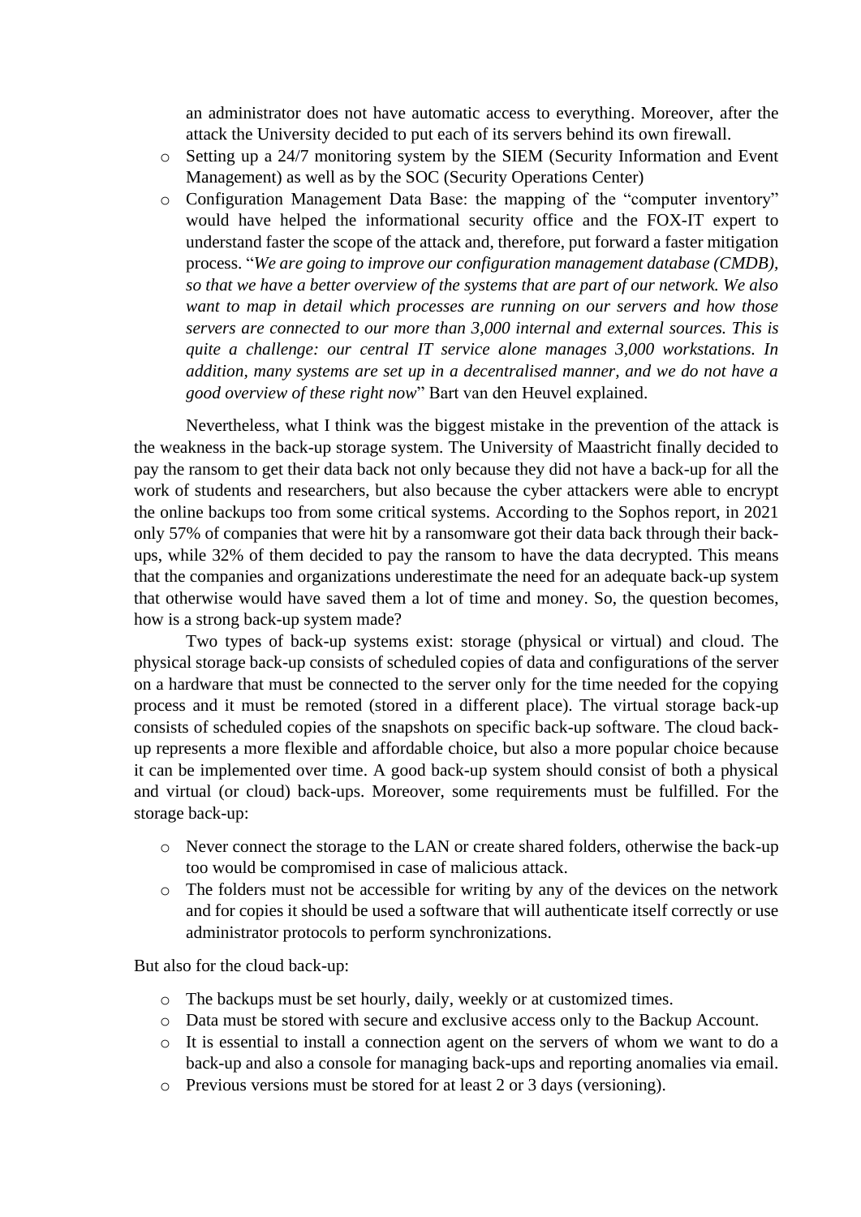an administrator does not have automatic access to everything. Moreover, after the attack the University decided to put each of its servers behind its own firewall.

- Setting up a 24/7 monitoring system by the SIEM (Security Information and Event Management) as well as by the SOC (Security Operations Center)
- Configuration Management Data Base: the mapping of the "computer inventory" would have helped the informational security office and the FOX-IT expert to understand faster the scope of the attack and, therefore, put forward a faster mitigation process. "*We are going to improve our configuration management database (CMDB), so that we have a better overview of the systems that are part of our network. We also want to map in detail which processes are running on our servers and how those servers are connected to our more than 3,000 internal and external sources. This is quite a challenge: our central IT service alone manages 3,000 workstations. In addition, many systems are set up in a decentralised manner, and we do not have a good overview of these right now*" Bart van den Heuvel explained.

Nevertheless, what I think was the biggest mistake in the prevention of the attack is the weakness in the back-up storage system. The University of Maastricht finally decided to pay the ransom to get their data back not only because they did not have a back-up for all the work of students and researchers, but also because the cyber attackers were able to encrypt the online backups too from some critical systems. According to the Sophos report, in 2021 only 57% of companies that were hit by a ransomware got their data back through their back-ups, while 32% of them decided to pay the ransom to have the data decrypted. This means that the companies and organizations underestimate the need for an adequate back-up system that otherwise would have saved them a lot of time and money. So, the question becomes, how is a strong back-up system made?

Two types of back-up systems exist: storage (physical or virtual) and cloud. The physical storage back-up consists of scheduled copies of data and configurations of the server on a hardware that must be connected to the server only for the time needed for the copying process and it must be remoted (stored in a different place). The virtual storage back-up consists of scheduled copies of the snapshots on specific back-up software. The cloud back-up represents a more flexible and affordable choice, but also a more popular choice because it can be implemented over time. A good back-up system should consist of both a physical and virtual (or cloud) back-ups. Moreover, some requirements must be fulfilled. For the storage back-up:

- Never connect the storage to the LAN or create shared folders, otherwise the back-up too would be compromised in case of malicious attack.
- The folders must not be accessible for writing by any of the devices on the network and for copies it should be used a software that will authenticate itself correctly or use administrator protocols to perform synchronizations.

But also for the cloud back-up:

- The backups must be set hourly, daily, weekly or at customized times.
- Data must be stored with secure and exclusive access only to the Backup Account.
- It is essential to install a connection agent on the servers of whom we want to do a back-up and also a console for managing back-ups and reporting anomalies via email.
- Previous versions must be stored for at least 2 or 3 days (versioning).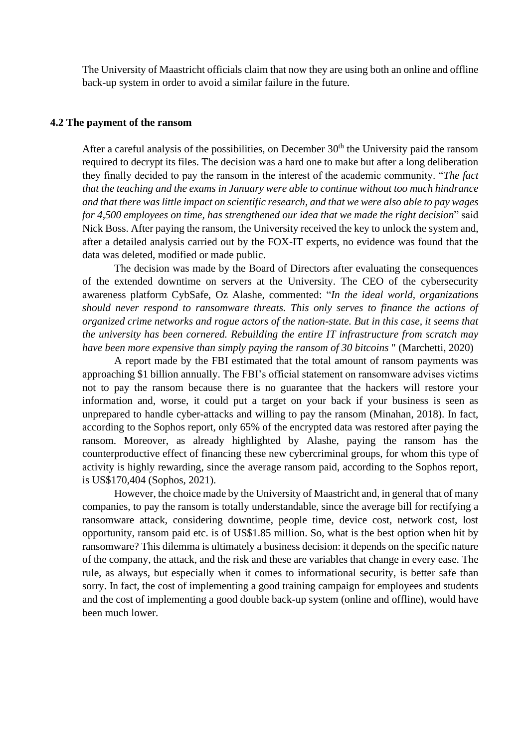The University of Maastricht officials claim that now they are using both an online and offline back-up system in order to avoid a similar failure in the future.

### 4.2 The payment of the ransom

After a careful analysis of the possibilities, on December 30th the University paid the ransom required to decrypt its files. The decision was a hard one to make but after a long deliberation they finally decided to pay the ransom in the interest of the academic community. "*The fact that the teaching and the exams in January were able to continue without too much hindrance and that there was little impact on scientific research, and that we were also able to pay wages for 4,500 employees on time, has strengthened our idea that we made the right decision*" said Nick Boss. After paying the ransom, the University received the key to unlock the system and, after a detailed analysis carried out by the FOX-IT experts, no evidence was found that the data was deleted, modified or made public.

The decision was made by the Board of Directors after evaluating the consequences of the extended downtime on servers at the University. The CEO of the cybersecurity awareness platform CybSafe, Oz Alashe, commented: "*In the ideal world, organizations should never respond to ransomware threats. This only serves to finance the actions of organized crime networks and rogue actors of the nation-state. But in this case, it seems that the university has been cornered. Rebuilding the entire IT infrastructure from scratch may have been more expensive than simply paying the ransom of 30 bitcoins* " (Marchetti, 2020)

A report made by the FBI estimated that the total amount of ransom payments was approaching $1 billion annually. The FBI's official statement on ransomware advises victims not to pay the ransom because there is no guarantee that the hackers will restore your information and, worse, it could put a target on your back if your business is seen as unprepared to handle cyber-attacks and willing to pay the ransom (Minahan, 2018). In fact, according to the Sophos report, only 65% of the encrypted data was restored after paying the ransom. Moreover, as already highlighted by Alashe, paying the ransom has the counterproductive effect of financing these new cybercriminal groups, for whom this type of activity is highly rewarding, since the average ransom paid, according to the Sophos report, is US$170,404 (Sophos, 2021).

However, the choice made by the University of Maastricht and, in general that of many companies, to pay the ransom is totally understandable, since the average bill for rectifying a ransomware attack, considering downtime, people time, device cost, network cost, lost opportunity, ransom paid etc. is of US$1.85 million. So, what is the best option when hit by ransomware? This dilemma is ultimately a business decision: it depends on the specific nature of the company, the attack, and the risk and these are variables that change in every ease. The rule, as always, but especially when it comes to informational security, is better safe than sorry. In fact, the cost of implementing a good training campaign for employees and students and the cost of implementing a good double back-up system (online and offline), would have been much lower.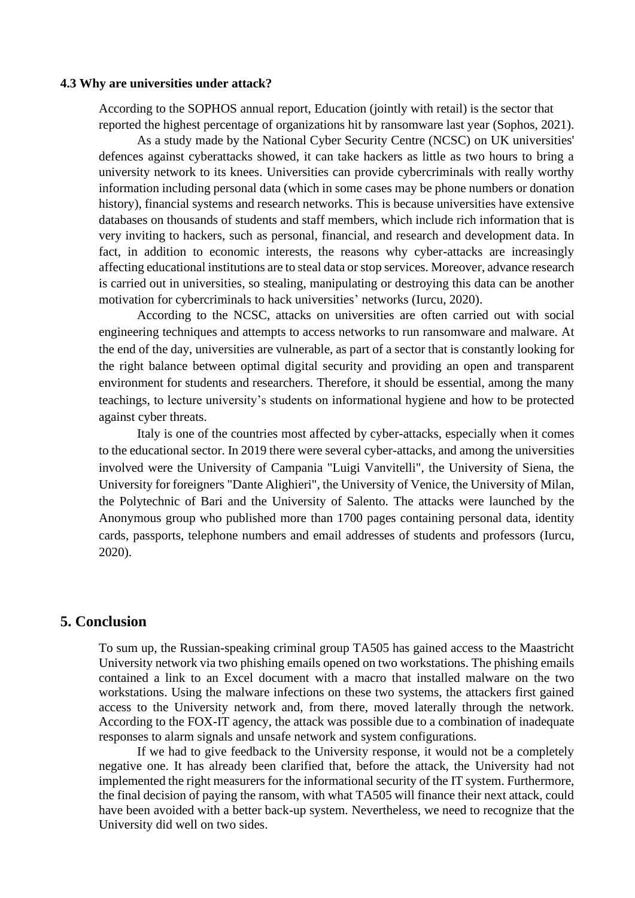### 4.3 Why are universities under attack?

According to the SOPHOS annual report, Education (jointly with retail) is the sector that reported the highest percentage of organizations hit by ransomware last year (Sophos, 2021).

As a study made by the National Cyber Security Centre (NCSC) on UK universities' defences against cyberattacks showed, it can take hackers as little as two hours to bring a university network to its knees. Universities can provide cybercriminals with really worthy information including personal data (which in some cases may be phone numbers or donation history), financial systems and research networks. This is because universities have extensive databases on thousands of students and staff members, which include rich information that is very inviting to hackers, such as personal, financial, and research and development data. In fact, in addition to economic interests, the reasons why cyber-attacks are increasingly affecting educational institutions are to steal data or stop services. Moreover, advance research is carried out in universities, so stealing, manipulating or destroying this data can be another motivation for cybercriminals to hack universities' networks (Iurcu, 2020).

According to the NCSC, attacks on universities are often carried out with social engineering techniques and attempts to access networks to run ransomware and malware. At the end of the day, universities are vulnerable, as part of a sector that is constantly looking for the right balance between optimal digital security and providing an open and transparent environment for students and researchers. Therefore, it should be essential, among the many teachings, to lecture university's students on informational hygiene and how to be protected against cyber threats.

Italy is one of the countries most affected by cyber-attacks, especially when it comes to the educational sector. In 2019 there were several cyber-attacks, and among the universities involved were the University of Campania "Luigi Vanvitelli", the University of Siena, the University for foreigners "Dante Alighieri", the University of Venice, the University of Milan, the Polytechnic of Bari and the University of Salento. The attacks were launched by the Anonymous group who published more than 1700 pages containing personal data, identity cards, passports, telephone numbers and email addresses of students and professors (Iurcu, 2020).

## 5. Conclusion

To sum up, the Russian-speaking criminal group TA505 has gained access to the Maastricht University network via two phishing emails opened on two workstations. The phishing emails contained a link to an Excel document with a macro that installed malware on the two workstations. Using the malware infections on these two systems, the attackers first gained access to the University network and, from there, moved laterally through the network. According to the FOX-IT agency, the attack was possible due to a combination of inadequate responses to alarm signals and unsafe network and system configurations.

If we had to give feedback to the University response, it would not be a completely negative one. It has already been clarified that, before the attack, the University had not implemented the right measurers for the informational security of the IT system. Furthermore, the final decision of paying the ransom, with what TA505 will finance their next attack, could have been avoided with a better back-up system. Nevertheless, we need to recognize that the University did well on two sides.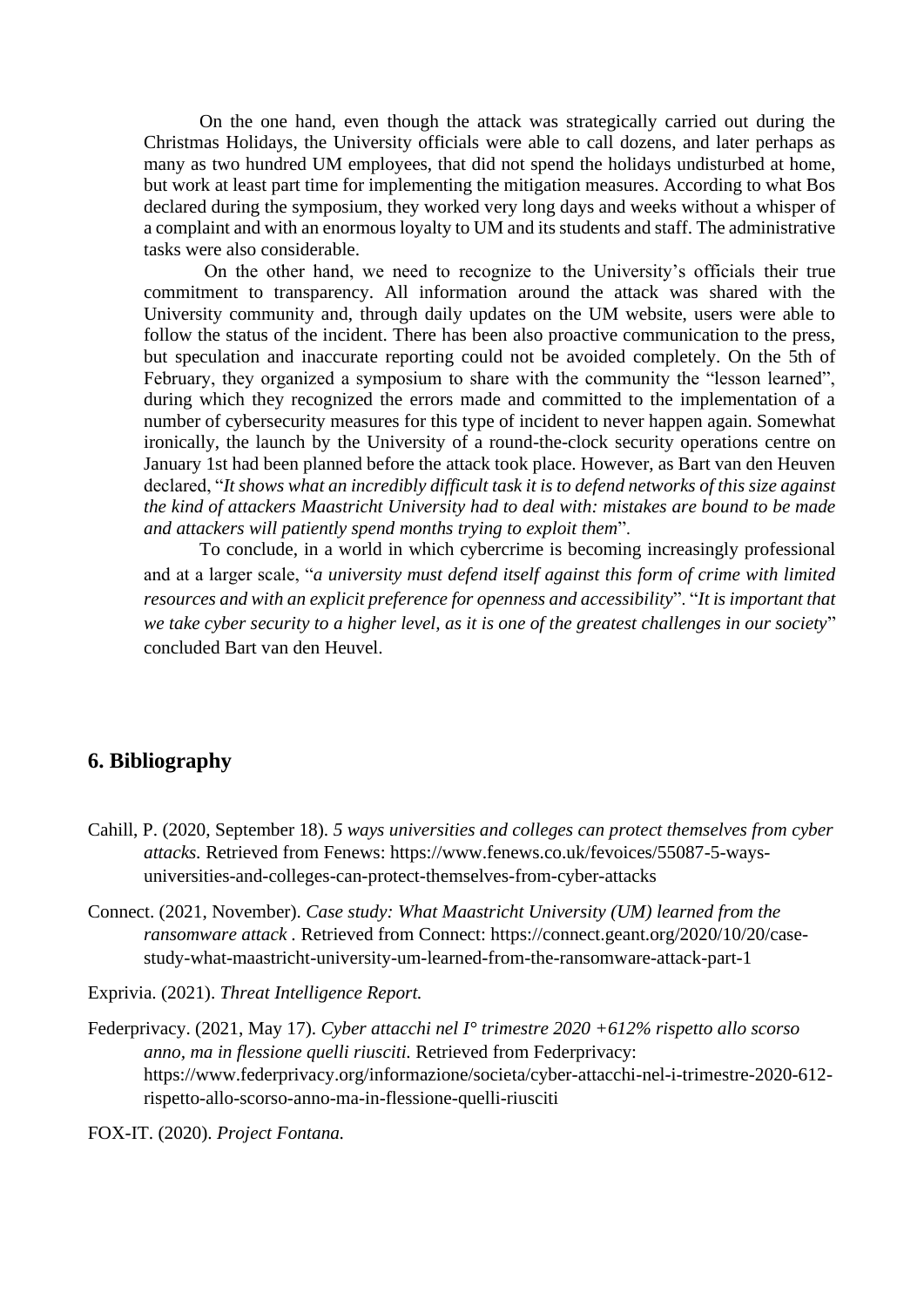On the one hand, even though the attack was strategically carried out during the Christmas Holidays, the University officials were able to call dozens, and later perhaps as many as two hundred UM employees, that did not spend the holidays undisturbed at home, but work at least part time for implementing the mitigation measures. According to what Bos declared during the symposium, they worked very long days and weeks without a whisper of a complaint and with an enormous loyalty to UM and its students and staff. The administrative tasks were also considerable.

On the other hand, we need to recognize to the University's officials their true commitment to transparency. All information around the attack was shared with the University community and, through daily updates on the UM website, users were able to follow the status of the incident. There has been also proactive communication to the press, but speculation and inaccurate reporting could not be avoided completely. On the 5th of February, they organized a symposium to share with the community the "lesson learned", during which they recognized the errors made and committed to the implementation of a number of cybersecurity measures for this type of incident to never happen again. Somewhat ironically, the launch by the University of a round-the-clock security operations centre on January 1st had been planned before the attack took place. However, as Bart van den Heuven declared, "*It shows what an incredibly difficult task it is to defend networks of this size against the kind of attackers Maastricht University had to deal with: mistakes are bound to be made and attackers will patiently spend months trying to exploit them*".

To conclude, in a world in which cybercrime is becoming increasingly professional and at a larger scale, "*a university must defend itself against this form of crime with limited resources and with an explicit preference for openness and accessibility*". "*It is important that we take cyber security to a higher level, as it is one of the greatest challenges in our society*" concluded Bart van den Heuvel.

## 6. Bibliography

Cahill, P. (2020, September 18). *5 ways universities and colleges can protect themselves from cyber attacks.* Retrieved from Fenews: https://www.fenews.co.uk/fevoices/55087-5-ways-universities-and-colleges-can-protect-themselves-from-cyber-attacks

Connect. (2021, November). *Case study: What Maastricht University (UM) learned from the ransomware attack* . Retrieved from Connect: https://connect.geant.org/2020/10/20/case-study-what-maastricht-university-um-learned-from-the-ransomware-attack-part-1

Exprivia. (2021). *Threat Intelligence Report.*

Federprivacy. (2021, May 17). *Cyber attacchi nel I° trimestre 2020 +612% rispetto allo scorso anno, ma in flessione quelli riusciti.* Retrieved from Federprivacy: https://www.federprivacy.org/informazione/societa/cyber-attacchi-nel-i-trimestre-2020-612-rispetto-allo-scorso-anno-ma-in-flessione-quelli-riusciti

FOX-IT. (2020). *Project Fontana.*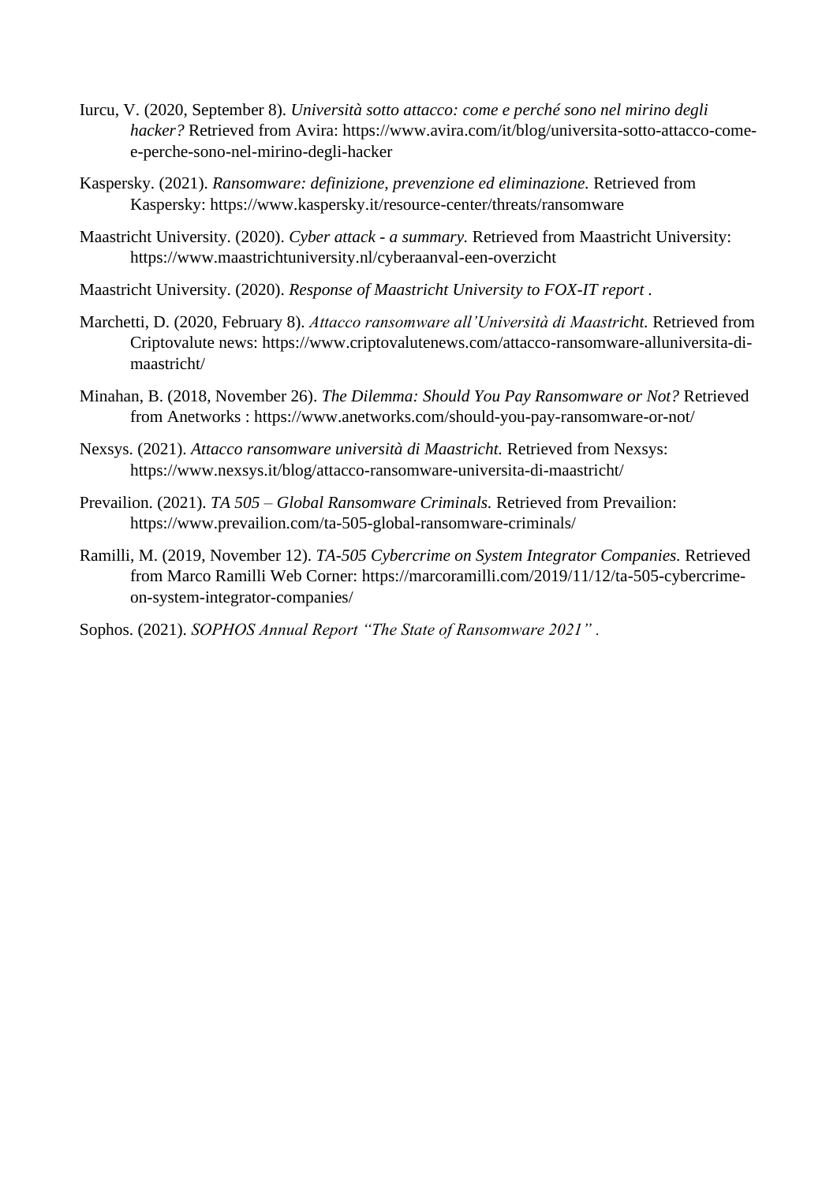Iurcu, V. (2020, September 8). *Università sotto attacco: come e perché sono nel mirino degli hacker?* Retrieved from Avira: https://www.avira.com/it/blog/universita-sotto-attacco-come-e-perche-sono-nel-mirino-degli-hacker

Kaspersky. (2021). *Ransomware: definizione, prevenzione ed eliminazione.* Retrieved from Kaspersky: https://www.kaspersky.it/resource-center/threats/ransomware

Maastricht University. (2020). *Cyber attack - a summary.* Retrieved from Maastricht University: https://www.maastrichtuniversity.nl/cyberaanval-een-overzicht

Maastricht University. (2020). *Response of Maastricht University to FOX-IT report* .

Marchetti, D. (2020, February 8). *Attacco ransomware all'Università di Maastricht.* Retrieved from Criptovalute news: https://www.criptovalutenews.com/attacco-ransomware-alluniversita-di-maastricht/

Minahan, B. (2018, November 26). *The Dilemma: Should You Pay Ransomware or Not?* Retrieved from Anetworks : https://www.anetworks.com/should-you-pay-ransomware-or-not/

Nexsys. (2021). *Attacco ransomware università di Maastricht.* Retrieved from Nexsys: https://www.nexsys.it/blog/attacco-ransomware-universita-di-maastricht/

Prevailion. (2021). *TA 505 – Global Ransomware Criminals.* Retrieved from Prevailion: https://www.prevailion.com/ta-505-global-ransomware-criminals/

Ramilli, M. (2019, November 12). *TA-505 Cybercrime on System Integrator Companies.* Retrieved from Marco Ramilli Web Corner: https://marcoramilli.com/2019/11/12/ta-505-cybercrime-on-system-integrator-companies/

Sophos. (2021). *SOPHOS Annual Report "The State of Ransomware 2021"* .